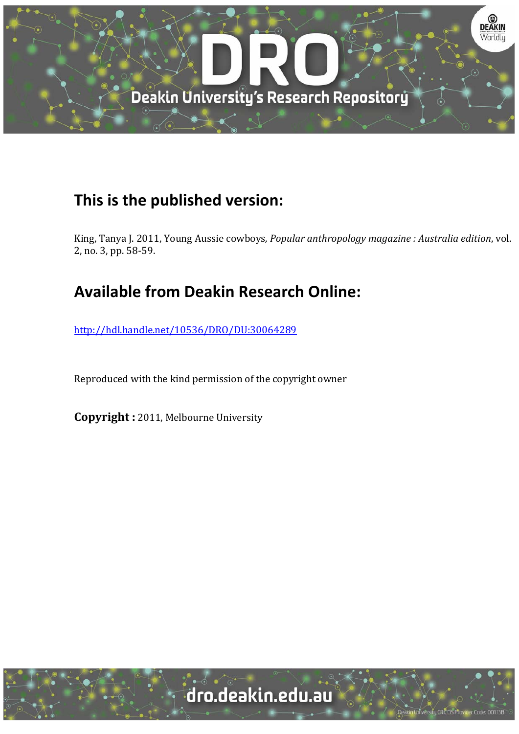## This is the published version:

King, Tanya J. 2011, Young Aussie cowboys, *Popular anthropology magazine : Australia edition*, vol. 2, no. 3, pp. 58-59.

## Available from Deakin Research Online:

http://hdl.handle.net/10536/DRO/DU:30064289

Reproduced with the kind permission of the copyright owner

**Copyright :** 2011, Melbourne University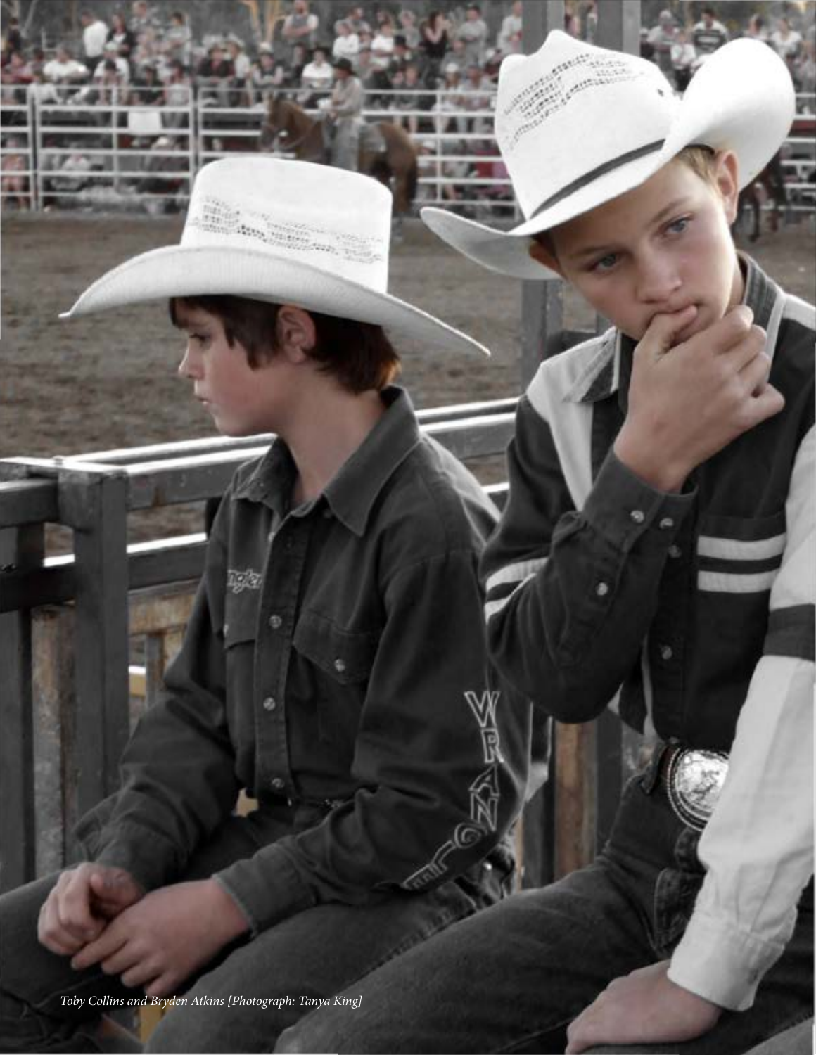*Toby Collins and Bryden Atkins [Photograph: Tanya King]*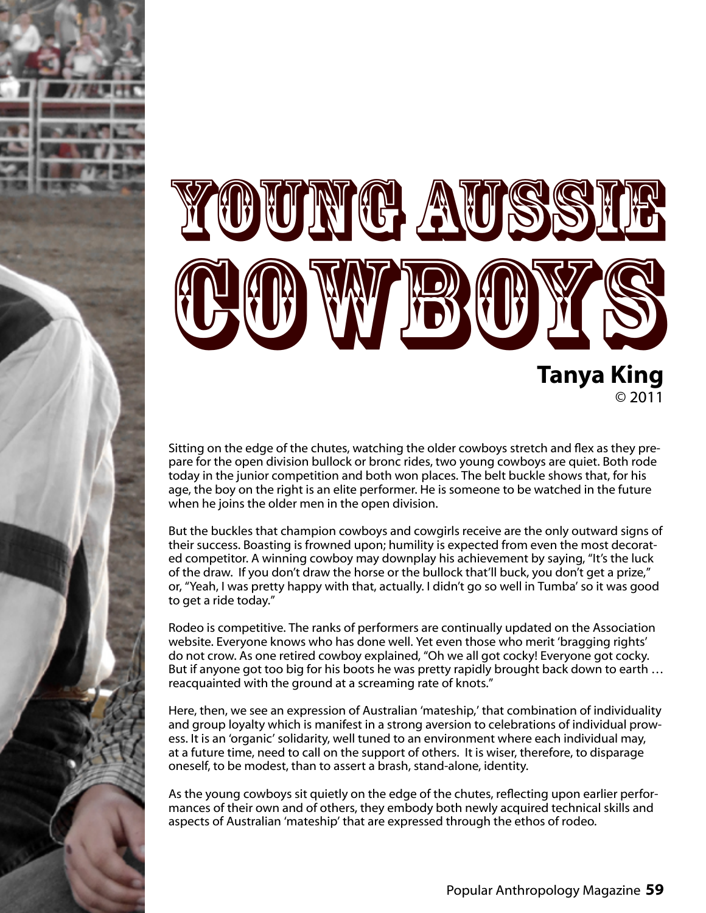# YOUNG AUSSIE COWBOYS

**Tanya King**
© 2011

Sitting on the edge of the chutes, watching the older cowboys stretch and flex as they prepare for the open division bullock or bronc rides, two young cowboys are quiet. Both rode today in the junior competition and both won places. The belt buckle shows that, for his age, the boy on the right is an elite performer. He is someone to be watched in the future when he joins the older men in the open division.

But the buckles that champion cowboys and cowgirls receive are the only outward signs of their success. Boasting is frowned upon; humility is expected from even the most decorated competitor. A winning cowboy may downplay his achievement by saying, "It's the luck of the draw. If you don't draw the horse or the bullock that'll buck, you don't get a prize," or, "Yeah, I was pretty happy with that, actually. I didn't go so well in Tumba' so it was good to get a ride today."

Rodeo is competitive. The ranks of performers are continually updated on the Association website. Everyone knows who has done well. Yet even those who merit 'bragging rights' do not crow. As one retired cowboy explained, "Oh we all got cocky! Everyone got cocky. But if anyone got too big for his boots he was pretty rapidly brought back down to earth … reacquainted with the ground at a screaming rate of knots."

Here, then, we see an expression of Australian 'mateship,' that combination of individuality and group loyalty which is manifest in a strong aversion to celebrations of individual prowess. It is an 'organic' solidarity, well tuned to an environment where each individual may, at a future time, need to call on the support of others. It is wiser, therefore, to disparage oneself, to be modest, than to assert a brash, stand-alone, identity.

As the young cowboys sit quietly on the edge of the chutes, reflecting upon earlier performances of their own and of others, they embody both newly acquired technical skills and aspects of Australian 'mateship' that are expressed through the ethos of rodeo.